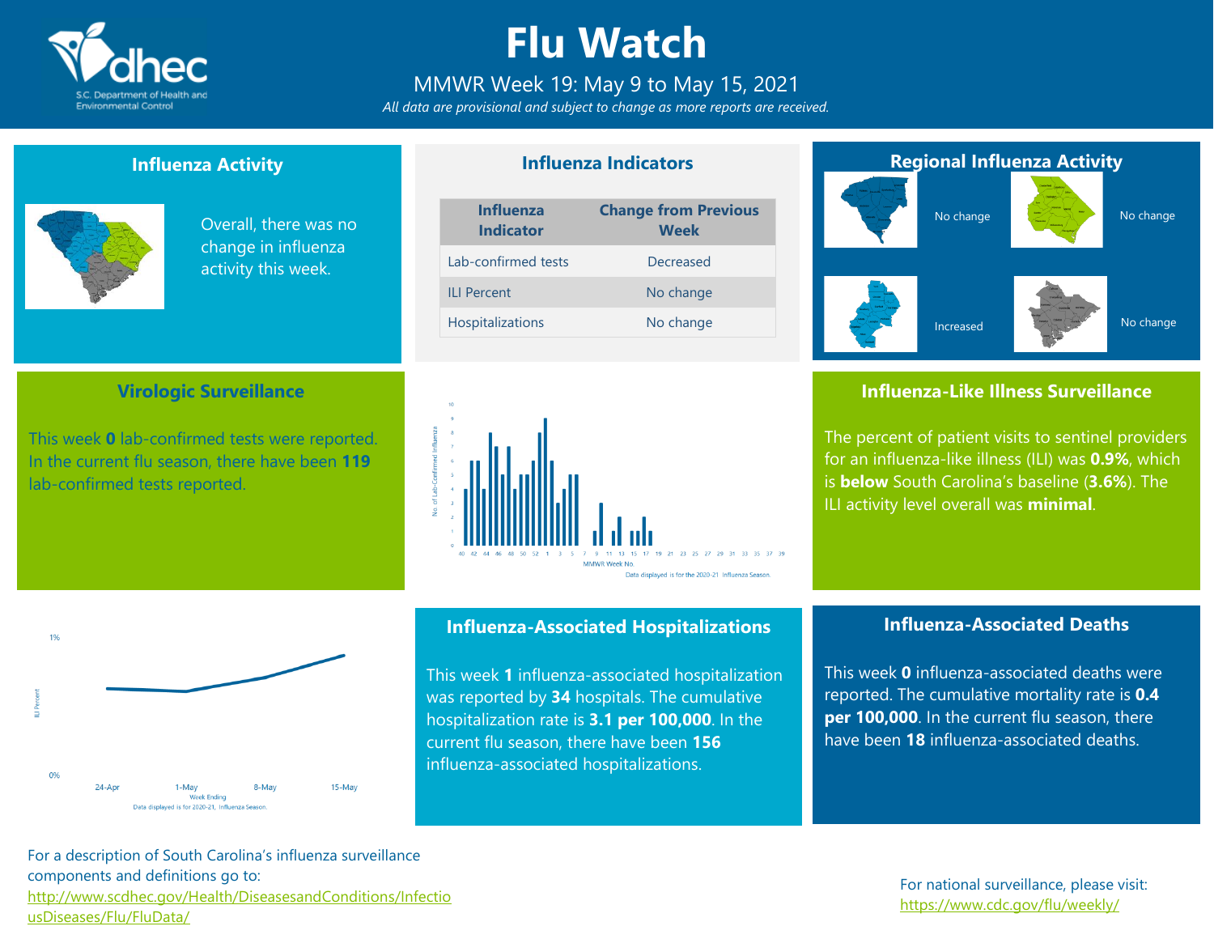# Flu Watch

MMWR Week 19: May 9 to May 15, 2021

*All data are provisional and subject to change as more reports are received.*

## Influenza Activity

Overall, there was no change in influenza activity this week.

## Influenza Indicators

| Influenza Indicator | Change from Previous Week |
|---|---|
| Lab-confirmed tests | Decreased |
| ILI Percent | No change |
| Hospitalizations | No change |

## Regional Influenza Activity

No change

No change

Increased

No change

## Virologic Surveillance

This week **0** lab-confirmed tests were reported. In the current flu season, there have been **119** lab-confirmed tests reported.

## Influenza-Like Illness Surveillance

The percent of patient visits to sentinel providers for an influenza-like illness (ILI) was **0.9%**, which is **below** South Carolina's baseline (**3.6%**). The ILI activity level overall was **minimal**.

## Influenza-Associated Hospitalizations

This week **1** influenza-associated hospitalization was reported by **34** hospitals. The cumulative hospitalization rate is **3.1 per 100,000**. In the current flu season, there have been **156** influenza-associated hospitalizations.

## Influenza-Associated Deaths

This week **0** influenza-associated deaths were reported. The cumulative mortality rate is **0.4 per 100,000**. In the current flu season, there have been **18** influenza-associated deaths.

For a description of South Carolina's influenza surveillance components and definitions go to: http://www.scdhec.gov/Health/DiseasesandConditions/InfectiousDiseases/Flu/FluData/

For national surveillance, please visit: https://www.cdc.gov/flu/weekly/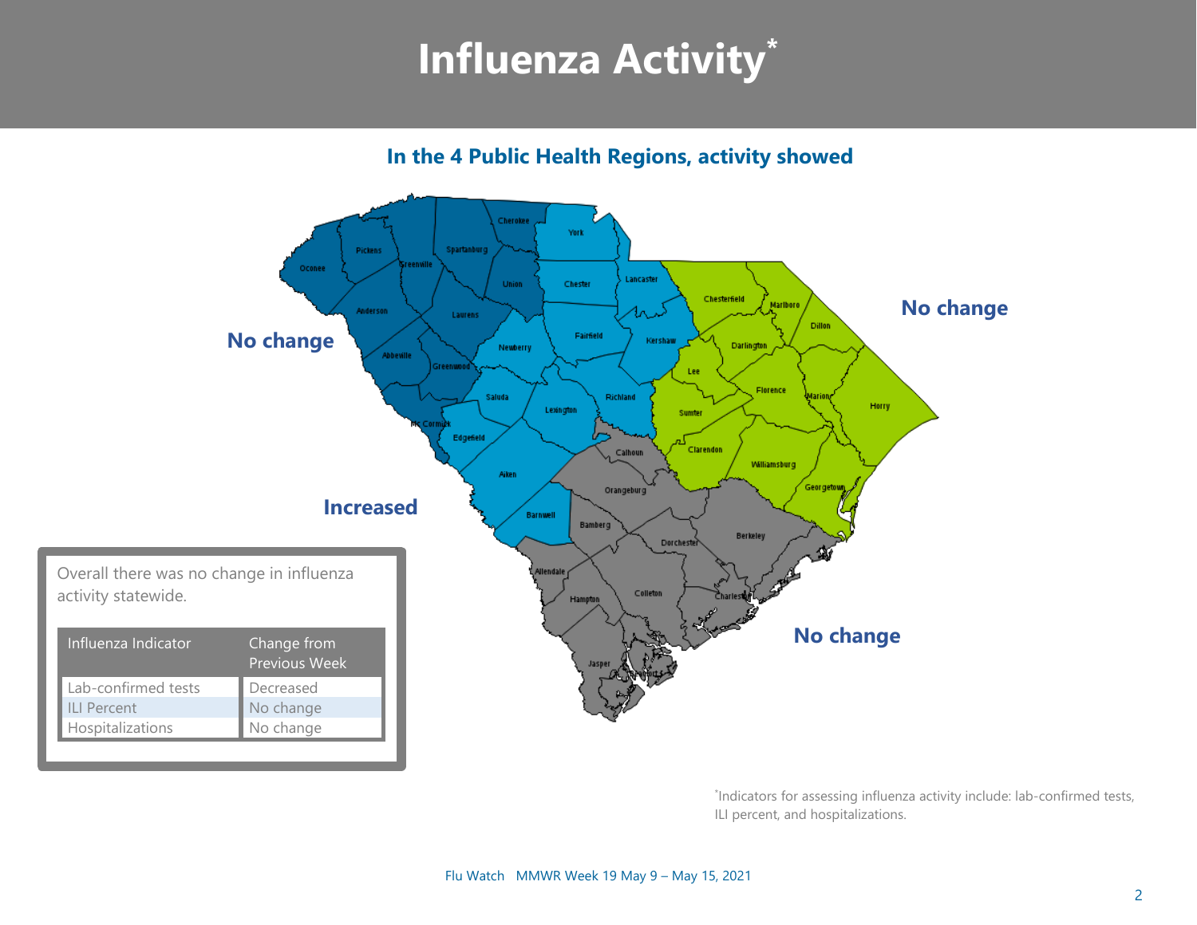# Influenza Activity*

**In the 4 Public Health Regions, activity showed**

**No change**

**No change**

**Increased**

**No change**

Overall there was no change in influenza activity statewide.

| Influenza Indicator | Change from Previous Week |
| --- | --- |
| Lab-confirmed tests | Decreased |
| ILI Percent | No change |
| Hospitalizations | No change |

*Indicators for assessing influenza activity include: lab-confirmed tests, ILI percent, and hospitalizations.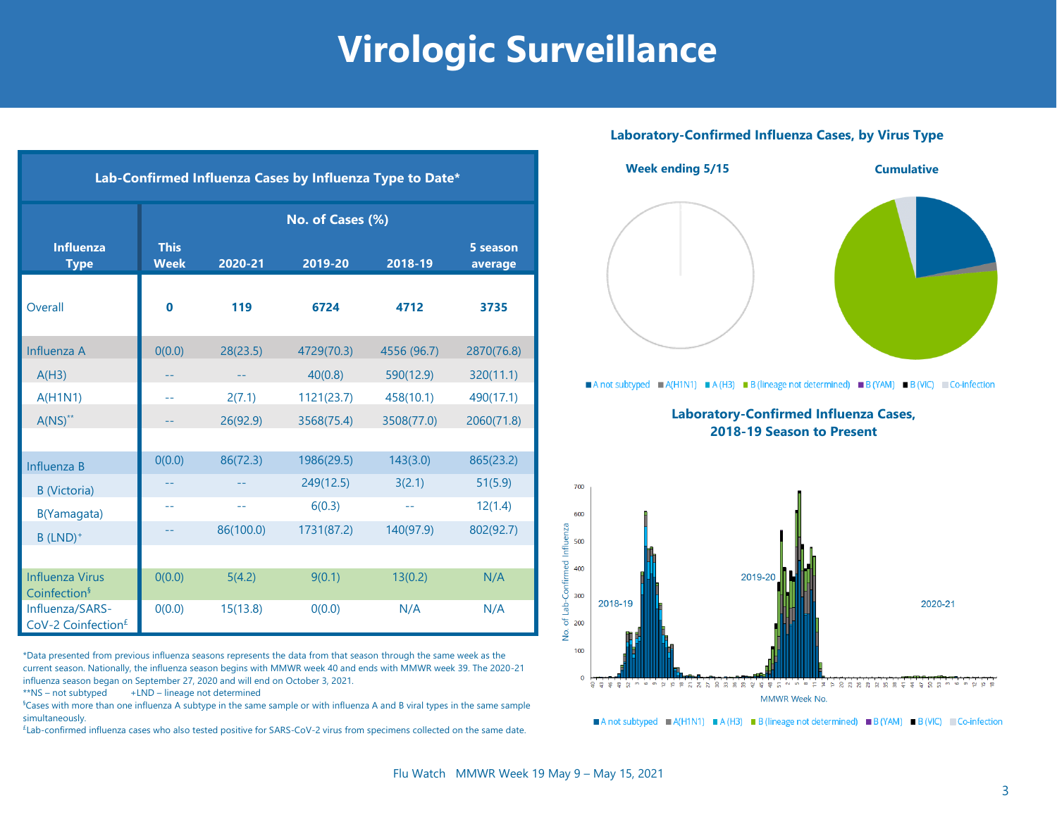# Virologic Surveillance

**Lab-Confirmed Influenza Cases by Influenza Type to Date***

| Influenza Type | No. of Cases (%) | | | | |
|---|---|---|---|---|---|
| | This Week | 2020-21 | 2019-20 | 2018-19 | 5 season average |
| Overall | **0** | **119** | **6724** | **4712** | **3735** |
| Influenza A | 0(0.0) | 28(23.5) | 4729(70.3) | 4556 (96.7) | 2870(76.8) |
| A(H3) | -- | -- | 40(0.8) | 590(12.9) | 320(11.1) |
| A(H1N1) | -- | 2(7.1) | 1121(23.7) | 458(10.1) | 490(17.1) |
| A(NS)** | -- | 26(92.9) | 3568(75.4) | 3508(77.0) | 2060(71.8) |
| Influenza B | 0(0.0) | 86(72.3) | 1986(29.5) | 143(3.0) | 865(23.2) |
| B (Victoria) | -- | -- | 249(12.5) | 3(2.1) | 51(5.9) |
| B(Yamagata) | -- | -- | 6(0.3) | -- | 12(1.4) |
| B (LND)+ | -- | 86(100.0) | 1731(87.2) | 140(97.9) | 802(92.7) |
| Influenza Virus Coinfection§ | 0(0.0) | 5(4.2) | 9(0.1) | 13(0.2) | N/A |
| Influenza/SARS-CoV-2 Coinfection£ | 0(0.0) | 15(13.8) | 0(0.0) | N/A | N/A |

*Data presented from previous influenza seasons represents the data from that season through the same week as the current season. Nationally, the influenza season begins with MMWR week 40 and ends with MMWR week 39. The 2020-21 influenza season began on September 27, 2020 and will end on October 3, 2021.

**NS – not subtyped +LND – lineage not determined

§Cases with more than one influenza A subtype in the same sample or with influenza A and B viral types in the same sample simultaneously.

£Lab-confirmed influenza cases who also tested positive for SARS-CoV-2 virus from specimens collected on the same date.

**Laboratory-Confirmed Influenza Cases, by Virus Type**

**Week ending 5/15** **Cumulative**

A not subtyped, A(H1N1), A (H3), B (lineage not determined), B (YAM), B (VIC), Co-infection

**Laboratory-Confirmed Influenza Cases, 2018-19 Season to Present**

2018-19, 2019-20, 2020-21

No. of Lab-Confirmed Influenza; MMWR Week No.

A not subtyped, A(H1N1), A (H3), B (lineage not determined), B (YAM), B (VIC), Co-infection

Flu Watch MMWR Week 19 May 9 – May 15, 2021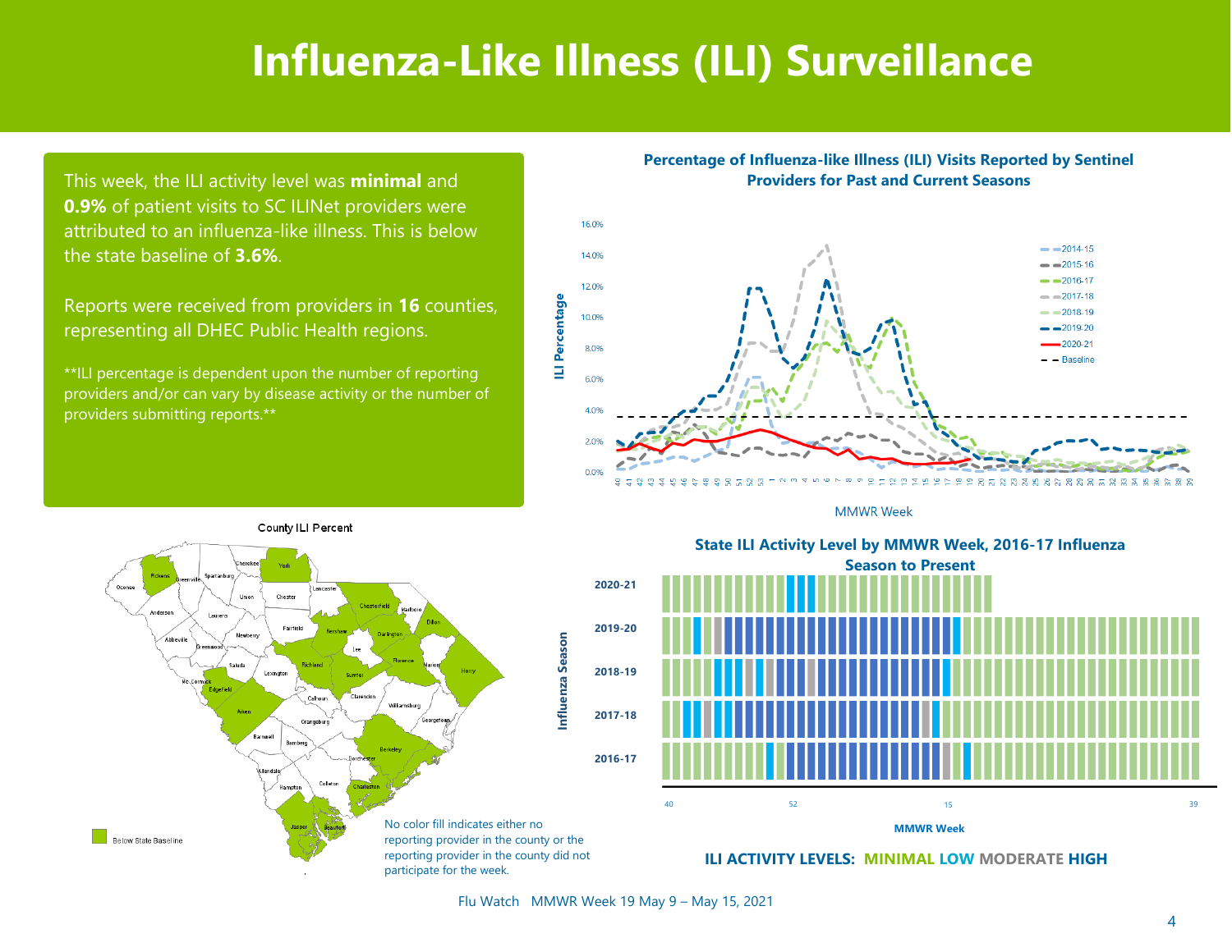# Influenza-Like Illness (ILI) Surveillance

This week, the ILI activity level was **minimal** and **0.9%** of patient visits to SC ILINet providers were attributed to an influenza-like illness. This is below the state baseline of **3.6%**.

Reports were received from providers in **16** counties, representing all DHEC Public Health regions.

**ILI percentage is dependent upon the number of reporting providers and/or can vary by disease activity or the number of providers submitting reports.**

**Percentage of Influenza-like Illness (ILI) Visits Reported by Sentinel Providers for Past and Current Seasons**

County ILI Percent

Below State Baseline

No color fill indicates either no reporting provider in the county or the reporting provider in the county did not participate for the week.

**State ILI Activity Level by MMWR Week, 2016-17 Influenza Season to Present**

**ILI ACTIVITY LEVELS: MINIMAL LOW MODERATE HIGH**

Flu Watch MMWR Week 19 May 9 – May 15, 2021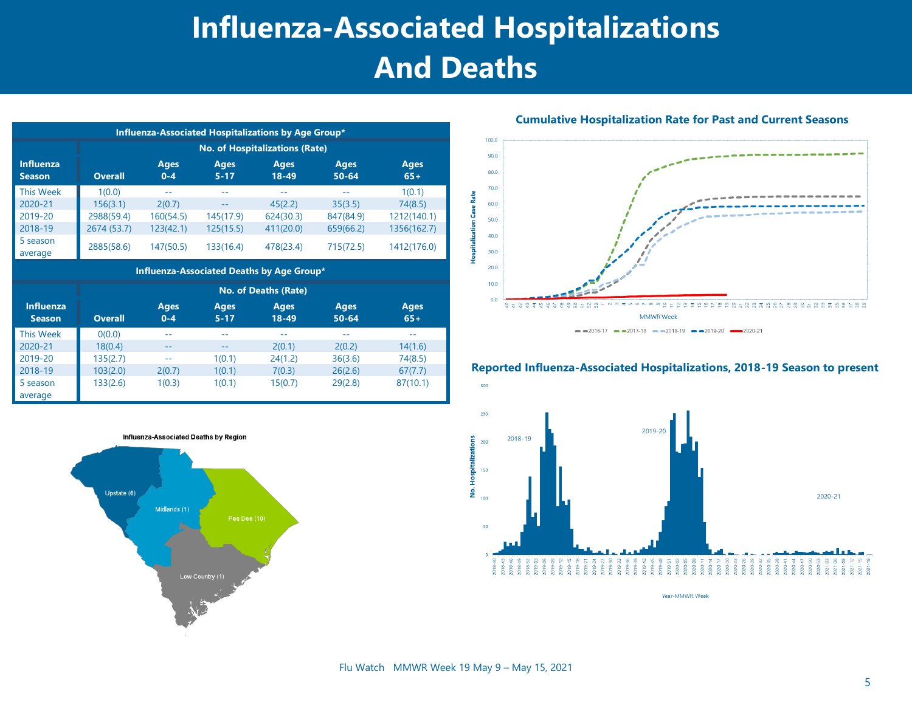# Influenza-Associated Hospitalizations And Deaths

**Influenza-Associated Hospitalizations by Age Group***

| Influenza Season | Overall | Ages 0-4 | Ages 5-17 | Ages 18-49 | Ages 50-64 | Ages 65+ |
|---|---|---|---|---|---|---|
| | No. of Hospitalizations (Rate) | | | | | |
| This Week | 1(0.0) | -- | -- | -- | -- | 1(0.1) |
| 2020-21 | 156(3.1) | 2(0.7) | -- | 45(2.2) | 35(3.5) | 74(8.5) |
| 2019-20 | 2988(59.4) | 160(54.5) | 145(17.9) | 624(30.3) | 847(84.9) | 1212(140.1) |
| 2018-19 | 2674 (53.7) | 123(42.1) | 125(15.5) | 411(20.0) | 659(66.2) | 1356(162.7) |
| 5 season average | 2885(58.6) | 147(50.5) | 133(16.4) | 478(23.4) | 715(72.5) | 1412(176.0) |

**Influenza-Associated Deaths by Age Group***

| Influenza Season | Overall | Ages 0-4 | Ages 5-17 | Ages 18-49 | Ages 50-64 | Ages 65+ |
|---|---|---|---|---|---|---|
| | No. of Deaths (Rate) | | | | | |
| This Week | 0(0.0) | -- | -- | -- | -- | -- |
| 2020-21 | 18(0.4) | -- | -- | 2(0.1) | 2(0.2) | 14(1.6) |
| 2019-20 | 135(2.7) | -- | 1(0.1) | 24(1.2) | 36(3.6) | 74(8.5) |
| 2018-19 | 103(2.0) | 2(0.7) | 1(0.1) | 7(0.3) | 26(2.6) | 67(7.7) |
| 5 season average | 133(2.6) | 1(0.3) | 1(0.1) | 15(0.7) | 29(2.8) | 87(10.1) |

**Influenza-Associated Deaths by Region**

Upstate (6)
Midlands (1)
Pee Dee (10)
Low Country (1)

**Cumulative Hospitalization Rate for Past and Current Seasons**

Hospitalization Case Rate
MMWR Week
2016-17 2017-18 2018-19 2019-20 2020-21

**Reported Influenza-Associated Hospitalizations, 2018-19 Season to present**

No. Hospitalizations
Year-MMWR Week
2018-19
2019-20
2020-21

Flu Watch MMWR Week 19 May 9 – May 15, 2021